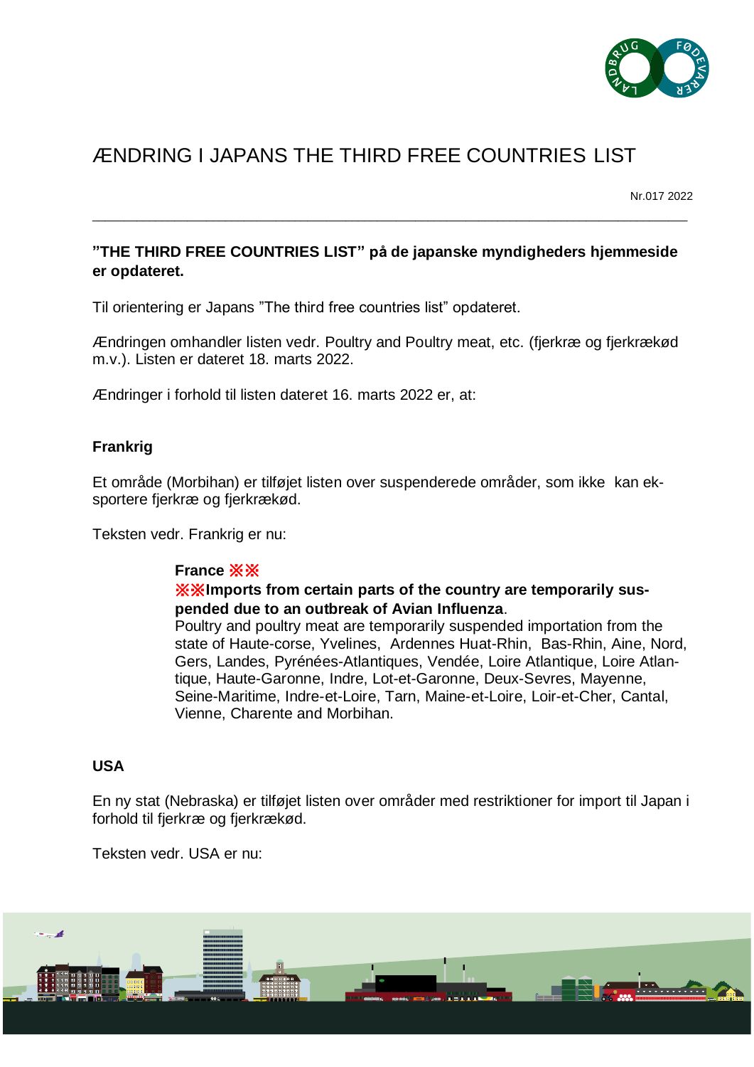# ÆNDRING I JAPANS THE THIRD FREE COUNTRIES LIST

Nr.017 2022

---

**"THE THIRD FREE COUNTRIES LIST" på de japanske myndigheders hjemmeside er opdateret.**

Til orientering er Japans "The third free countries list" opdateret.

Ændringen omhandler listen vedr. Poultry and Poultry meat, etc. (fjerkræ og fjerkrækød m.v.). Listen er dateret 18. marts 2022.

Ændringer i forhold til listen dateret 16. marts 2022 er, at:

### Frankrig

Et område (Morbihan) er tilføjet listen over suspenderede områder, som ikke kan eksportere fjerkræ og fjerkrækød.

Teksten vedr. Frankrig er nu:

> **France ※※**
> **※※Imports from certain parts of the country are temporarily suspended due to an outbreak of Avian Influenza**.
> Poultry and poultry meat are temporarily suspended importation from the state of Haute-corse, Yvelines, Ardennes Huat-Rhin, Bas-Rhin, Aine, Nord, Gers, Landes, Pyrénées-Atlantiques, Vendée, Loire Atlantique, Loire Atlantique, Haute-Garonne, Indre, Lot-et-Garonne, Deux-Sevres, Mayenne, Seine-Maritime, Indre-et-Loire, Tarn, Maine-et-Loire, Loir-et-Cher, Cantal, Vienne, Charente and Morbihan.

### USA

En ny stat (Nebraska) er tilføjet listen over områder med restriktioner for import til Japan i forhold til fjerkræ og fjerkrækød.

Teksten vedr. USA er nu: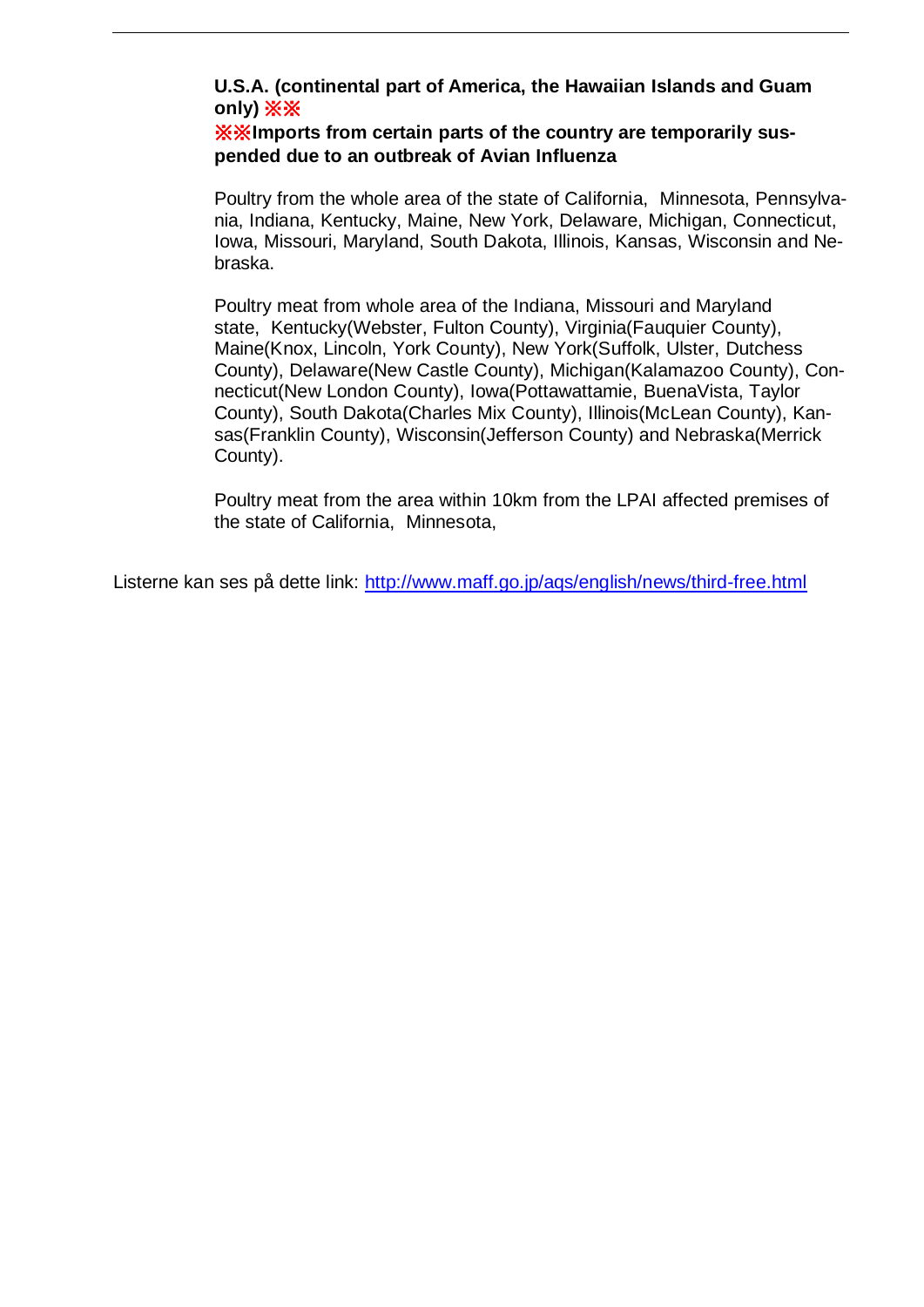**U.S.A. (continental part of America, the Hawaiian Islands and Guam only) ※※**

**※※Imports from certain parts of the country are temporarily suspended due to an outbreak of Avian Influenza**

Poultry from the whole area of the state of California, Minnesota, Pennsylvania, Indiana, Kentucky, Maine, New York, Delaware, Michigan, Connecticut, Iowa, Missouri, Maryland, South Dakota, Illinois, Kansas, Wisconsin and Nebraska.

Poultry meat from whole area of the Indiana, Missouri and Maryland state, Kentucky(Webster, Fulton County), Virginia(Fauquier County), Maine(Knox, Lincoln, York County), New York(Suffolk, Ulster, Dutchess County), Delaware(New Castle County), Michigan(Kalamazoo County), Connecticut(New London County), Iowa(Pottawattamie, BuenaVista, Taylor County), South Dakota(Charles Mix County), Illinois(McLean County), Kansas(Franklin County), Wisconsin(Jefferson County) and Nebraska(Merrick County).

Poultry meat from the area within 10km from the LPAI affected premises of the state of California, Minnesota,

Listerne kan ses på dette link: [http://www.maff.go.jp/aqs/english/news/third-free.html](http://www.maff.go.jp/aqs/english/news/third-free.html)